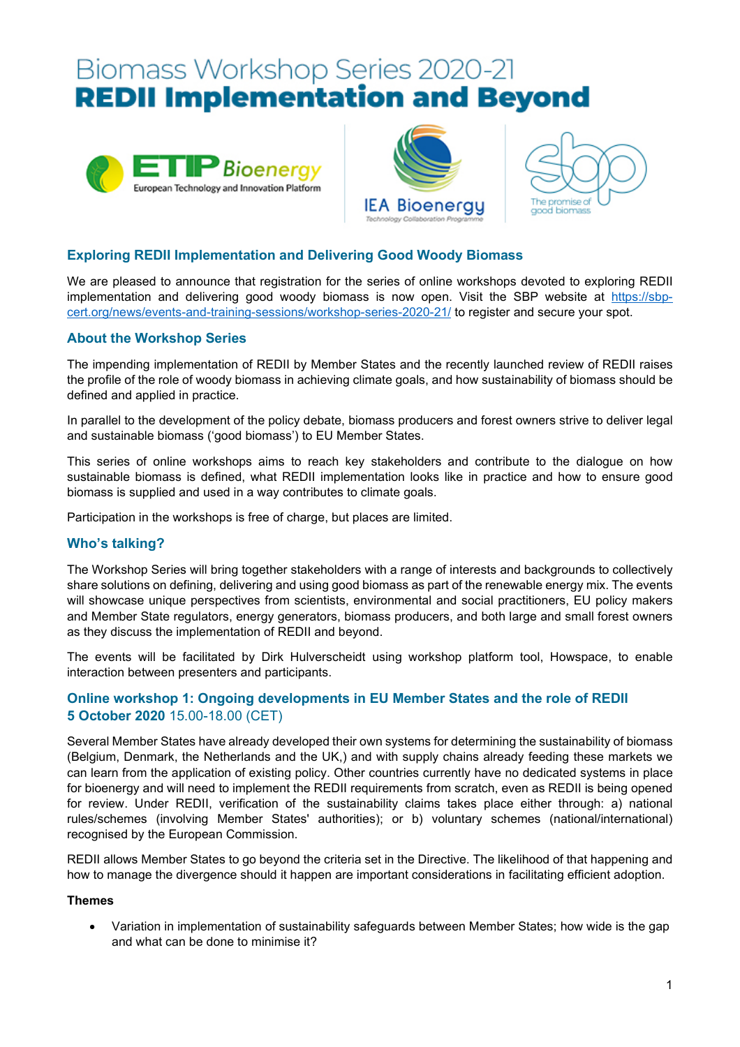# Biomass Workshop Series 2020-21
# **REDII Implementation and Beyond**

## Exploring REDII Implementation and Delivering Good Woody Biomass

We are pleased to announce that registration for the series of online workshops devoted to exploring REDII implementation and delivering good woody biomass is now open. Visit the SBP website at https://sbp-cert.org/news/events-and-training-sessions/workshop-series-2020-21/ to register and secure your spot.

## About the Workshop Series

The impending implementation of REDII by Member States and the recently launched review of REDII raises the profile of the role of woody biomass in achieving climate goals, and how sustainability of biomass should be defined and applied in practice.

In parallel to the development of the policy debate, biomass producers and forest owners strive to deliver legal and sustainable biomass ('good biomass') to EU Member States.

This series of online workshops aims to reach key stakeholders and contribute to the dialogue on how sustainable biomass is defined, what REDII implementation looks like in practice and how to ensure good biomass is supplied and used in a way contributes to climate goals.

Participation in the workshops is free of charge, but places are limited.

## Who's talking?

The Workshop Series will bring together stakeholders with a range of interests and backgrounds to collectively share solutions on defining, delivering and using good biomass as part of the renewable energy mix. The events will showcase unique perspectives from scientists, environmental and social practitioners, EU policy makers and Member State regulators, energy generators, biomass producers, and both large and small forest owners as they discuss the implementation of REDII and beyond.

The events will be facilitated by Dirk Hulverscheidt using workshop platform tool, Howspace, to enable interaction between presenters and participants.

## Online workshop 1: Ongoing developments in EU Member States and the role of REDII
**5 October 2020** 15.00-18.00 (CET)

Several Member States have already developed their own systems for determining the sustainability of biomass (Belgium, Denmark, the Netherlands and the UK,) and with supply chains already feeding these markets we can learn from the application of existing policy. Other countries currently have no dedicated systems in place for bioenergy and will need to implement the REDII requirements from scratch, even as REDII is being opened for review. Under REDII, verification of the sustainability claims takes place either through: a) national rules/schemes (involving Member States' authorities); or b) voluntary schemes (national/international) recognised by the European Commission.

REDII allows Member States to go beyond the criteria set in the Directive. The likelihood of that happening and how to manage the divergence should it happen are important considerations in facilitating efficient adoption.

**Themes**

- Variation in implementation of sustainability safeguards between Member States; how wide is the gap and what can be done to minimise it?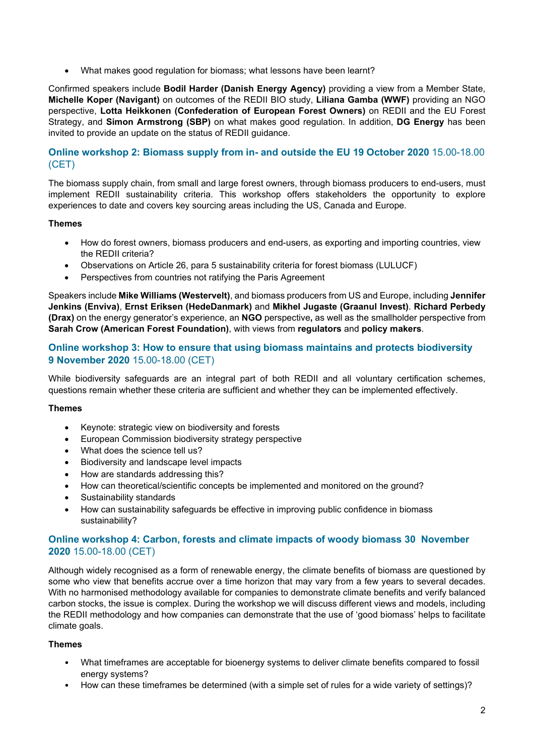- What makes good regulation for biomass; what lessons have been learnt?

Confirmed speakers include **Bodil Harder (Danish Energy Agency)** providing a view from a Member State, **Michelle Koper (Navigant)** on outcomes of the REDII BIO study, **Liliana Gamba (WWF)** providing an NGO perspective, **Lotta Heikkonen (Confederation of European Forest Owners)** on REDII and the EU Forest Strategy, and **Simon Armstrong (SBP)** on what makes good regulation. In addition, **DG Energy** has been invited to provide an update on the status of REDII guidance.

## Online workshop 2: Biomass supply from in- and outside the EU 19 October 2020 15.00-18.00 (CET)

The biomass supply chain, from small and large forest owners, through biomass producers to end-users, must implement REDII sustainability criteria. This workshop offers stakeholders the opportunity to explore experiences to date and covers key sourcing areas including the US, Canada and Europe.

**Themes**

- How do forest owners, biomass producers and end-users, as exporting and importing countries, view the REDII criteria?
- Observations on Article 26, para 5 sustainability criteria for forest biomass (LULUCF)
- Perspectives from countries not ratifying the Paris Agreement

Speakers include **Mike Williams (Westervelt)**, and biomass producers from US and Europe, including **Jennifer Jenkins (Enviva)**, **Ernst Eriksen (HedeDanmark)** and **Mikhel Jugaste (Graanul Invest)**. **Richard Perbedy (Drax)** on the energy generator's experience, an **NGO** perspective**,** as well as the smallholder perspective from **Sarah Crow (American Forest Foundation)**, with views from **regulators** and **policy makers**.

## Online workshop 3: How to ensure that using biomass maintains and protects biodiversity 9 November 2020 15.00-18.00 (CET)

While biodiversity safeguards are an integral part of both REDII and all voluntary certification schemes, questions remain whether these criteria are sufficient and whether they can be implemented effectively.

**Themes**

- Keynote: strategic view on biodiversity and forests
- European Commission biodiversity strategy perspective
- What does the science tell us?
- Biodiversity and landscape level impacts
- How are standards addressing this?
- How can theoretical/scientific concepts be implemented and monitored on the ground?
- Sustainability standards
- How can sustainability safeguards be effective in improving public confidence in biomass sustainability?

## Online workshop 4: Carbon, forests and climate impacts of woody biomass 30 November 2020 15.00-18.00 (CET)

Although widely recognised as a form of renewable energy, the climate benefits of biomass are questioned by some who view that benefits accrue over a time horizon that may vary from a few years to several decades. With no harmonised methodology available for companies to demonstrate climate benefits and verify balanced carbon stocks, the issue is complex. During the workshop we will discuss different views and models, including the REDII methodology and how companies can demonstrate that the use of 'good biomass' helps to facilitate climate goals.

**Themes**

- What timeframes are acceptable for bioenergy systems to deliver climate benefits compared to fossil energy systems?
- How can these timeframes be determined (with a simple set of rules for a wide variety of settings)?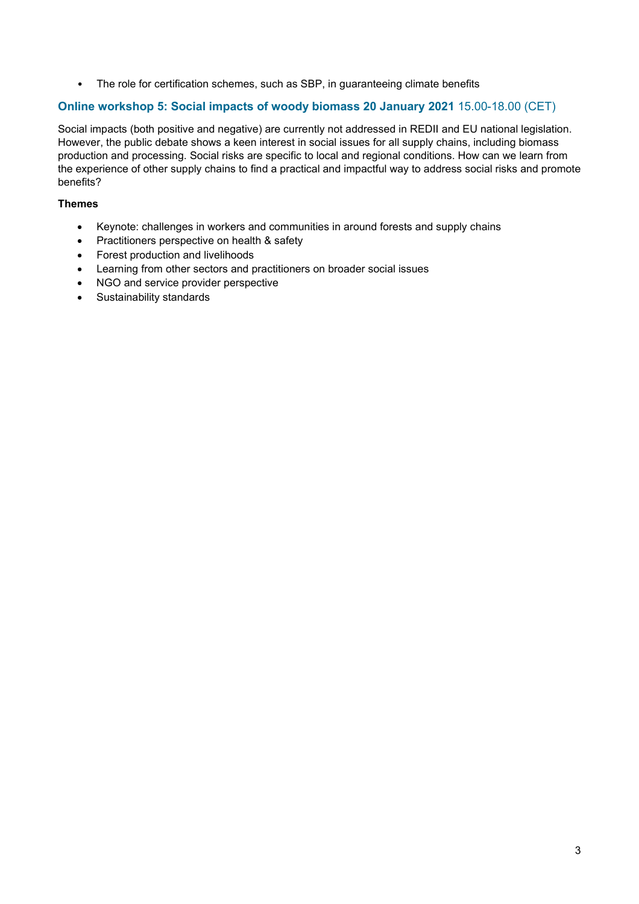- The role for certification schemes, such as SBP, in guaranteeing climate benefits

### Online workshop 5: Social impacts of woody biomass 20 January 2021 15.00-18.00 (CET)

Social impacts (both positive and negative) are currently not addressed in REDII and EU national legislation. However, the public debate shows a keen interest in social issues for all supply chains, including biomass production and processing. Social risks are specific to local and regional conditions. How can we learn from the experience of other supply chains to find a practical and impactful way to address social risks and promote benefits?

**Themes**

- Keynote: challenges in workers and communities in around forests and supply chains
- Practitioners perspective on health & safety
- Forest production and livelihoods
- Learning from other sectors and practitioners on broader social issues
- NGO and service provider perspective
- Sustainability standards